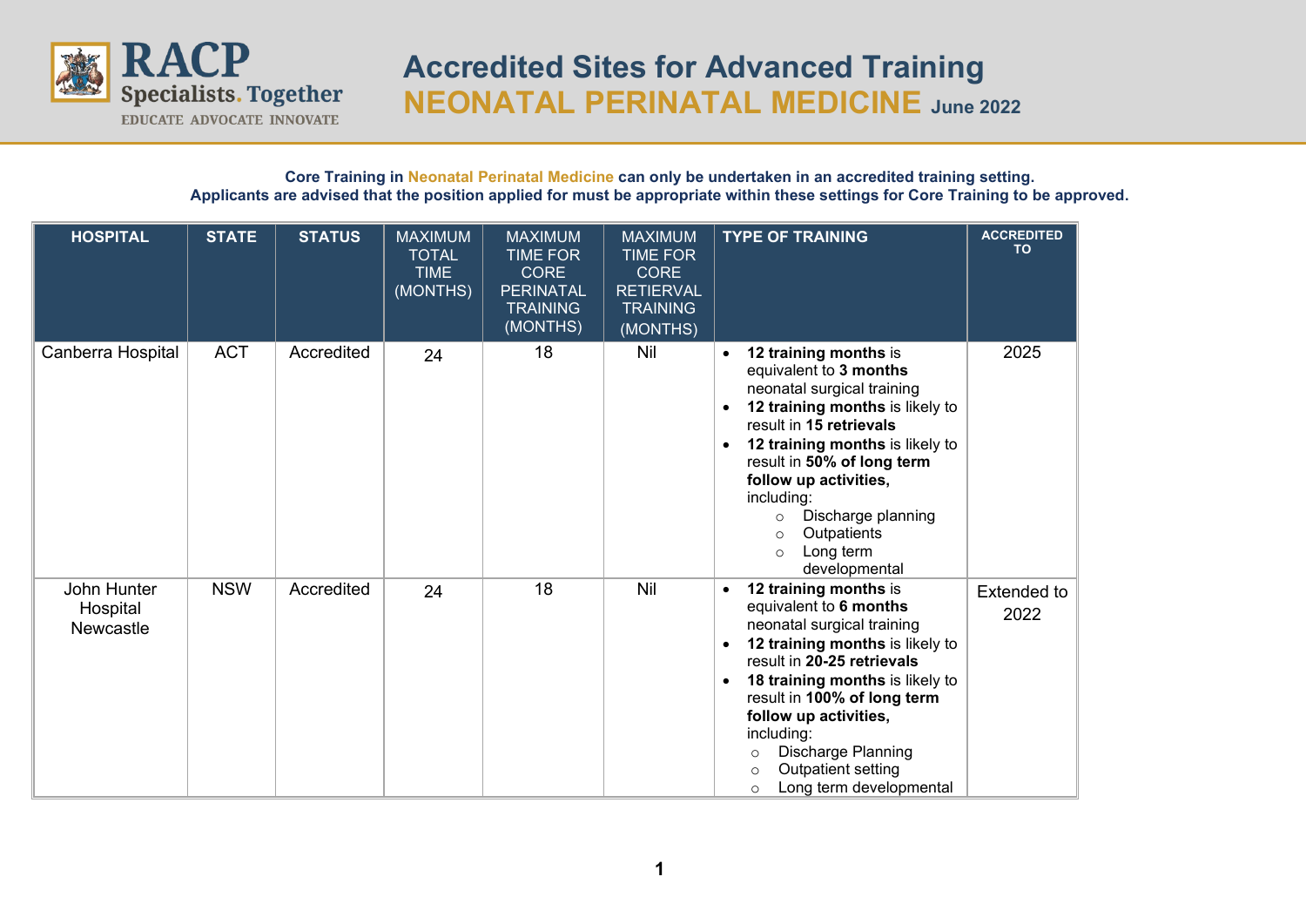RACP Specialists. Together

EDUCATE ADVOCATE INNOVATE

# Accredited Sites for Advanced Training

## NEONATAL PERINATAL MEDICINE June 2022

**Core Training in Neonatal Perinatal Medicine can only be undertaken in an accredited training setting.**
**Applicants are advised that the position applied for must be appropriate within these settings for Core Training to be approved.**

| HOSPITAL | STATE | STATUS | MAXIMUM TOTAL TIME (MONTHS) | MAXIMUM TIME FOR CORE PERINATAL TRAINING (MONTHS) | MAXIMUM TIME FOR CORE RETIERVAL TRAINING (MONTHS) | TYPE OF TRAINING | ACCREDITED TO |
|---|---|---|---|---|---|---|---|
| Canberra Hospital | ACT | Accredited | 24 | 18 | Nil | • **12 training months** is equivalent to **3 months** neonatal surgical training<br>• **12 training months** is likely to result in **15 retrievals**<br>• **12 training months** is likely to result in **50% of long term follow up activities,** including:<br>○ Discharge planning<br>○ Outpatients<br>○ Long term developmental | 2025 |
| John Hunter Hospital Newcastle | NSW | Accredited | 24 | 18 | Nil | • **12 training months** is equivalent to **6 months** neonatal surgical training<br>• **12 training months** is likely to result in **20-25 retrievals**<br>• **18 training months** is likely to result in **100% of long term follow up activities,** including:<br>○ Discharge Planning<br>○ Outpatient setting<br>○ Long term developmental | Extended to 2022 |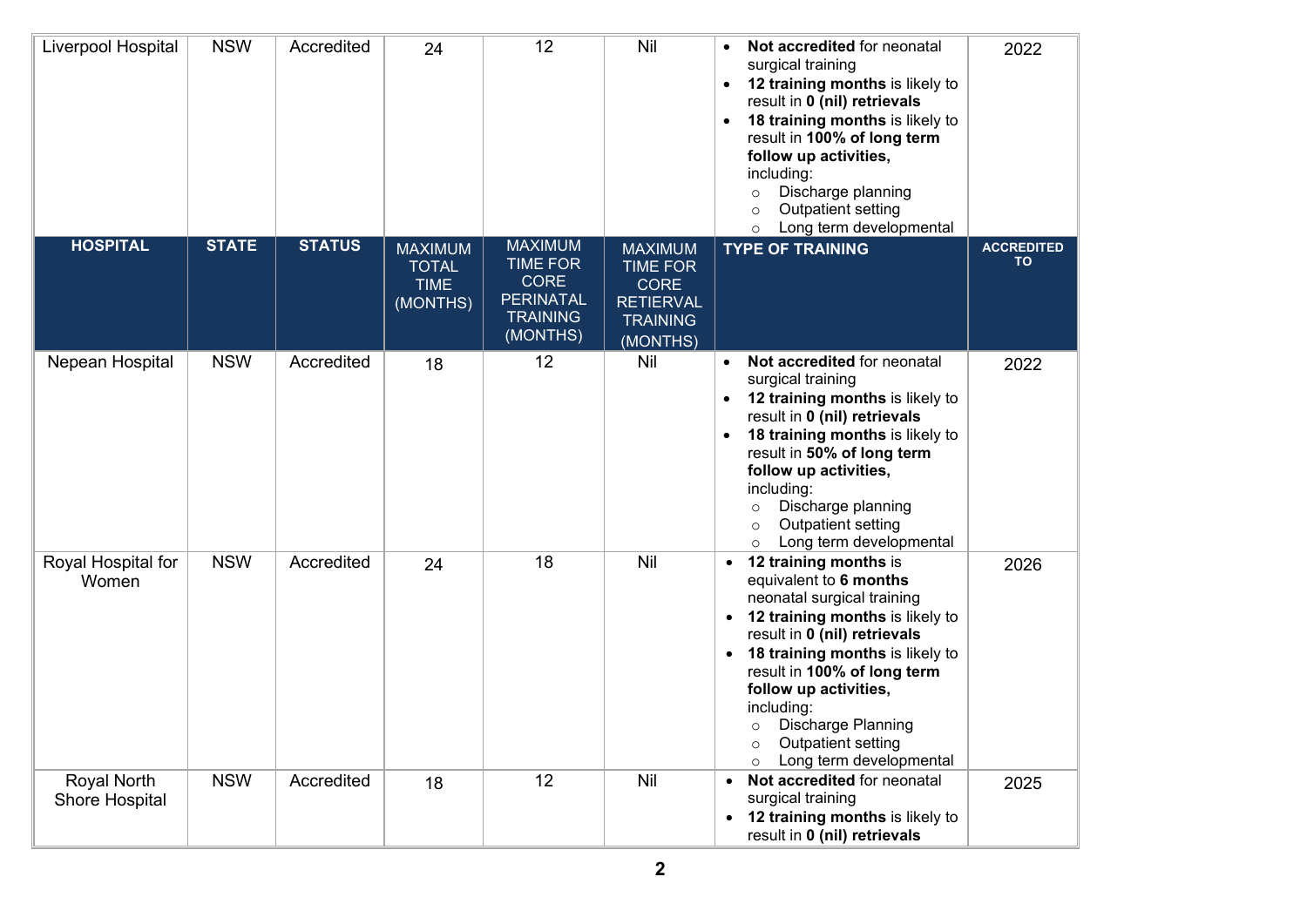| HOSPITAL | STATE | STATUS | MAXIMUM TOTAL TIME (MONTHS) | MAXIMUM TIME FOR CORE PERINATAL TRAINING (MONTHS) | MAXIMUM TIME FOR CORE RETIERVAL TRAINING (MONTHS) | TYPE OF TRAINING | ACCREDITED TO |
|---|---|---|---|---|---|---|---|
| Liverpool Hospital | NSW | Accredited | 24 | 12 | Nil | • **Not accredited** for neonatal surgical training<br>• **12 training months** is likely to result in **0 (nil) retrievals**<br>• **18 training months** is likely to result in **100% of long term follow up activities,** including:<br>○ Discharge planning<br>○ Outpatient setting<br>○ Long term developmental | 2022 |
| Nepean Hospital | NSW | Accredited | 18 | 12 | Nil | • **Not accredited** for neonatal surgical training<br>• **12 training months** is likely to result in **0 (nil) retrievals**<br>• **18 training months** is likely to result in **50% of long term follow up activities,** including:<br>○ Discharge planning<br>○ Outpatient setting<br>○ Long term developmental | 2022 |
| Royal Hospital for Women | NSW | Accredited | 24 | 18 | Nil | • **12 training months** is equivalent to **6 months** neonatal surgical training<br>• **12 training months** is likely to result in **0 (nil) retrievals**<br>• **18 training months** is likely to result in **100% of long term follow up activities,** including:<br>○ Discharge Planning<br>○ Outpatient setting<br>○ Long term developmental | 2026 |
| Royal North Shore Hospital | NSW | Accredited | 18 | 12 | Nil | • **Not accredited** for neonatal surgical training<br>• **12 training months** is likely to result in **0 (nil) retrievals** | 2025 |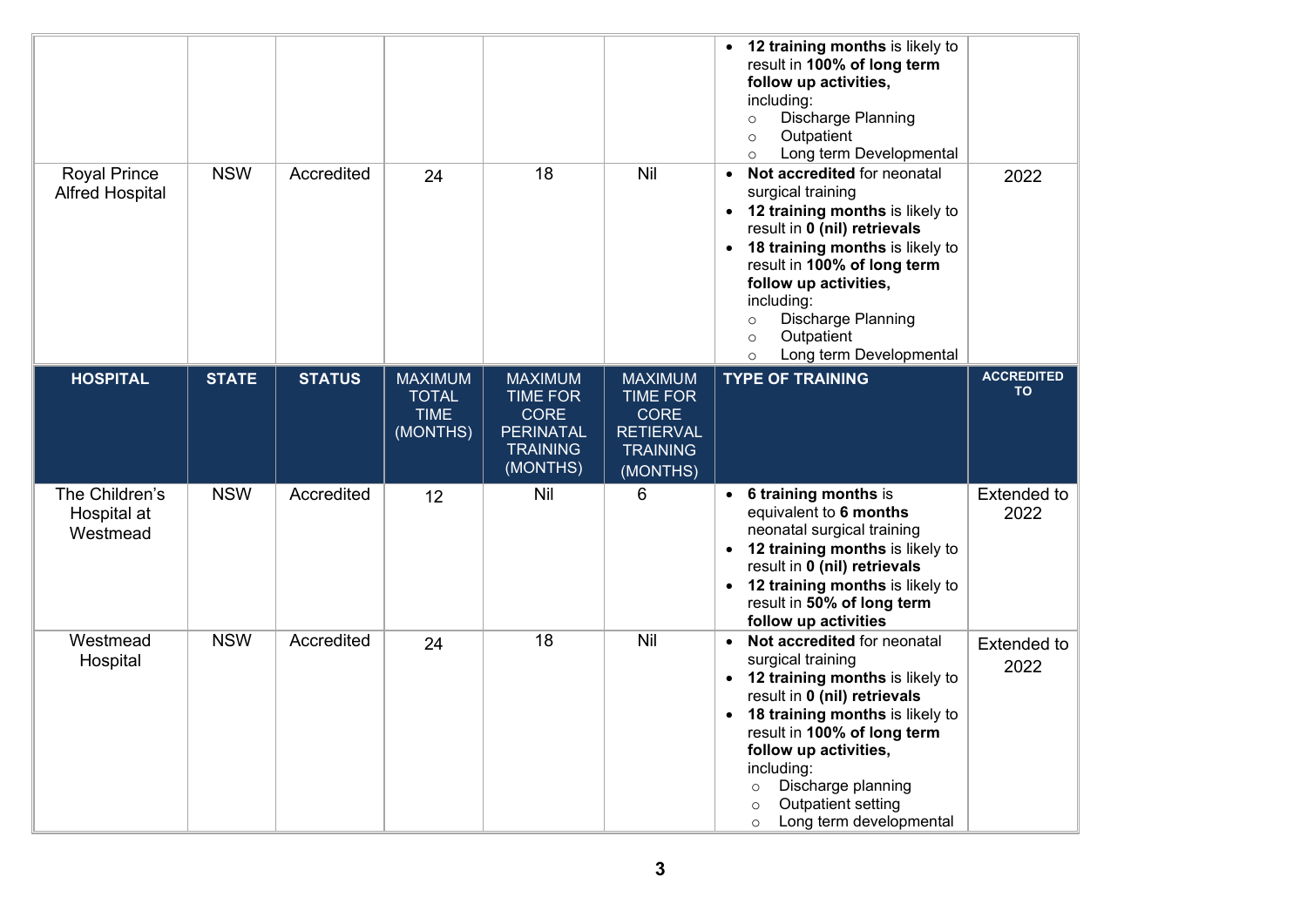| | | | | | | | |
|---|---|---|---|---|---|---|---|
| | | | | | | • **12 training months** is likely to result in **100% of long term follow up activities,** including:<br>○ Discharge Planning<br>○ Outpatient<br>○ Long term Developmental | |
| Royal Prince Alfred Hospital | NSW | Accredited | 24 | 18 | Nil | • **Not accredited** for neonatal surgical training<br>• **12 training months** is likely to result in **0 (nil) retrievals**<br>• **18 training months** is likely to result in **100% of long term follow up activities,** including:<br>○ Discharge Planning<br>○ Outpatient<br>○ Long term Developmental | 2022 |

| HOSPITAL | STATE | STATUS | MAXIMUM TOTAL TIME (MONTHS) | MAXIMUM TIME FOR CORE PERINATAL TRAINING (MONTHS) | MAXIMUM TIME FOR CORE RETIERVAL TRAINING (MONTHS) | TYPE OF TRAINING | ACCREDITED TO |
|---|---|---|---|---|---|---|---|
| The Children's Hospital at Westmead | NSW | Accredited | 12 | Nil | 6 | • **6 training months** is equivalent to **6 months** neonatal surgical training<br>• **12 training months** is likely to result in **0 (nil) retrievals**<br>• **12 training months** is likely to result in **50% of long term follow up activities** | Extended to 2022 |
| Westmead Hospital | NSW | Accredited | 24 | 18 | Nil | • **Not accredited** for neonatal surgical training<br>• **12 training months** is likely to result in **0 (nil) retrievals**<br>• **18 training months** is likely to result in **100% of long term follow up activities,** including:<br>○ Discharge planning<br>○ Outpatient setting<br>○ Long term developmental | Extended to 2022 |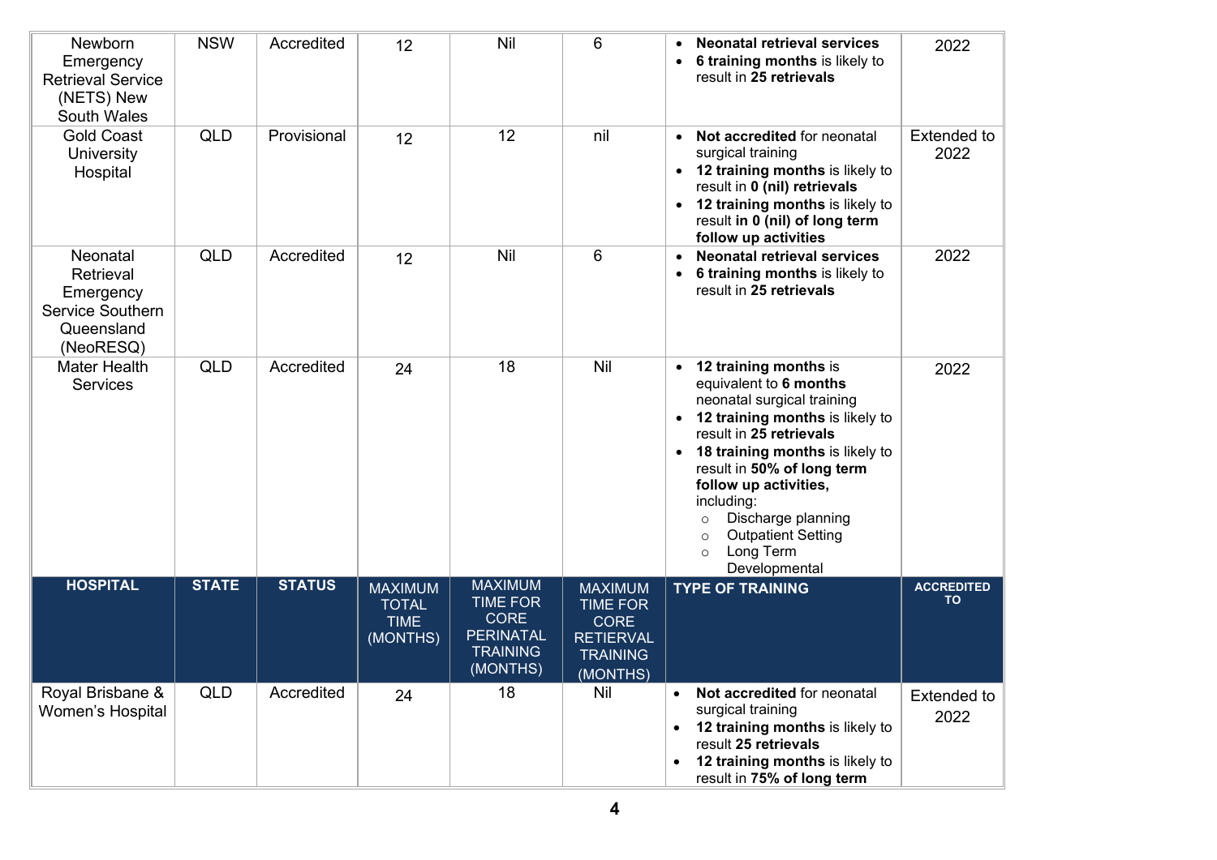| Newborn Emergency Retrieval Service (NETS) New South Wales | NSW | Accredited | 12 | Nil | 6 | • **Neonatal retrieval services**<br>• **6 training months** is likely to result in **25 retrievals** | 2022 |
|---|---|---|---|---|---|---|---|
| Gold Coast University Hospital | QLD | Provisional | 12 | 12 | nil | • **Not accredited** for neonatal surgical training<br>• **12 training months** is likely to result in **0 (nil) retrievals**<br>• **12 training months** is likely to result **in 0 (nil) of long term follow up activities** | Extended to 2022 |
| Neonatal Retrieval Emergency Service Southern Queensland (NeoRESQ) | QLD | Accredited | 12 | Nil | 6 | • **Neonatal retrieval services**<br>• **6 training months** is likely to result in **25 retrievals** | 2022 |
| Mater Health Services | QLD | Accredited | 24 | 18 | Nil | • **12 training months** is equivalent to **6 months** neonatal surgical training<br>• **12 training months** is likely to result in **25 retrievals**<br>• **18 training months** is likely to result in **50% of long term follow up activities,** including:<br>  ○ Discharge planning<br>  ○ Outpatient Setting<br>  ○ Long Term Developmental | 2022 |
| **HOSPITAL** | **STATE** | **STATUS** | MAXIMUM TOTAL TIME (MONTHS) | MAXIMUM TIME FOR CORE PERINATAL TRAINING (MONTHS) | MAXIMUM TIME FOR CORE RETIERVAL TRAINING (MONTHS) | **TYPE OF TRAINING** | **ACCREDITED TO** |
| Royal Brisbane & Women's Hospital | QLD | Accredited | 24 | 18 | Nil | • **Not accredited** for neonatal surgical training<br>• **12 training months** is likely to result **25 retrievals**<br>• **12 training months** is likely to result in **75% of long term** | Extended to 2022 |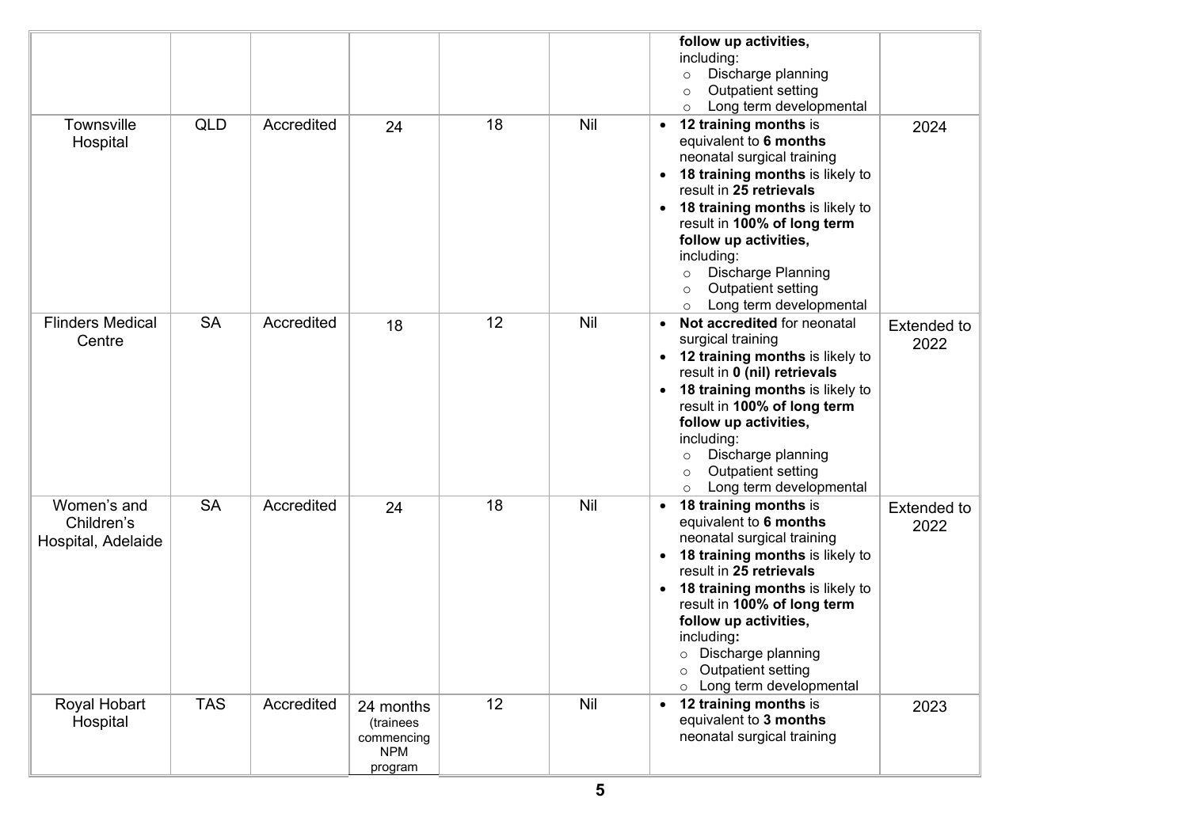| | | | | | | | |
|---|---|---|---|---|---|---|---|
| | | | | | | **follow up activities,** including:<br>○ Discharge planning<br>○ Outpatient setting<br>○ Long term developmental | |
| Townsville Hospital | QLD | Accredited | 24 | 18 | Nil | • **12 training months** is equivalent to **6 months** neonatal surgical training<br>• **18 training months** is likely to result in **25 retrievals**<br>• **18 training months** is likely to result in **100% of long term follow up activities,** including:<br>○ Discharge Planning<br>○ Outpatient setting<br>○ Long term developmental | 2024 |
| Flinders Medical Centre | SA | Accredited | 18 | 12 | Nil | • **Not accredited** for neonatal surgical training<br>• **12 training months** is likely to result in **0 (nil) retrievals**<br>• **18 training months** is likely to result in **100% of long term follow up activities,** including:<br>○ Discharge planning<br>○ Outpatient setting<br>○ Long term developmental | Extended to 2022 |
| Women's and Children's Hospital, Adelaide | SA | Accredited | 24 | 18 | Nil | • **18 training months** is equivalent to **6 months** neonatal surgical training<br>• **18 training months** is likely to result in **25 retrievals**<br>• **18 training months** is likely to result in **100% of long term follow up activities,** including**:**<br>○ Discharge planning<br>○ Outpatient setting<br>○ Long term developmental | Extended to 2022 |
| Royal Hobart Hospital | TAS | Accredited | 24 months (trainees commencing NPM program | 12 | Nil | • **12 training months** is equivalent to **3 months** neonatal surgical training | 2023 |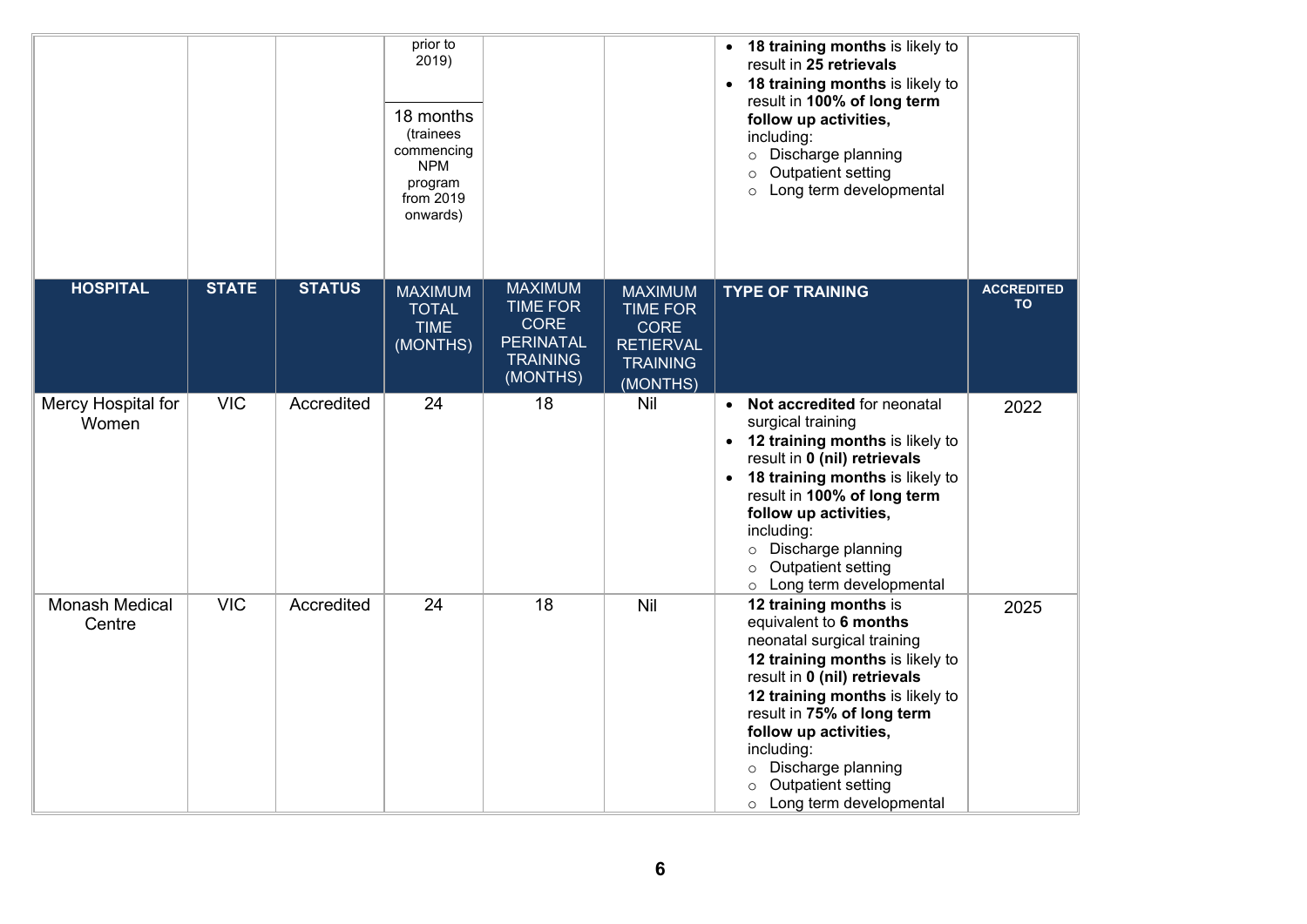| | | | prior to 2019)<br><br>18 months (trainees commencing NPM program from 2019 onwards) | | | • **18 training months** is likely to result in **25 retrievals**<br>• **18 training months** is likely to result in **100% of long term follow up activities,** including:<br>  ○ Discharge planning<br>  ○ Outpatient setting<br>  ○ Long term developmental | |
|---|---|---|---|---|---|---|---|
| **HOSPITAL** | **STATE** | **STATUS** | MAXIMUM TOTAL TIME (MONTHS) | MAXIMUM TIME FOR CORE PERINATAL TRAINING (MONTHS) | MAXIMUM TIME FOR CORE RETIERVAL TRAINING (MONTHS) | **TYPE OF TRAINING** | **ACCREDITED TO** |
| Mercy Hospital for Women | VIC | Accredited | 24 | 18 | Nil | • **Not accredited** for neonatal surgical training<br>• **12 training months** is likely to result in **0 (nil) retrievals**<br>• **18 training months** is likely to result in **100% of long term follow up activities,** including:<br>  ○ Discharge planning<br>  ○ Outpatient setting<br>  ○ Long term developmental | 2022 |
| Monash Medical Centre | VIC | Accredited | 24 | 18 | Nil | **12 training months** is equivalent to **6 months** neonatal surgical training<br>**12 training months** is likely to result in **0 (nil) retrievals**<br>**12 training months** is likely to result in **75% of long term follow up activities,** including:<br>  ○ Discharge planning<br>  ○ Outpatient setting<br>  ○ Long term developmental | 2025 |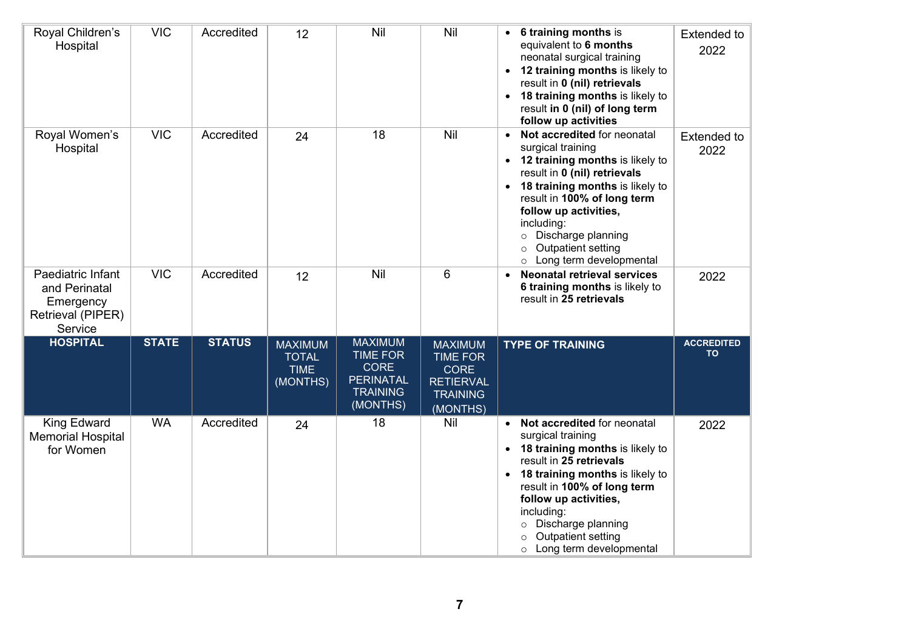| Royal Children's Hospital | VIC | Accredited | 12 | Nil | Nil | • **6 training months** is equivalent to **6 months** neonatal surgical training<br>• **12 training months** is likely to result in **0 (nil) retrievals**<br>• **18 training months** is likely to result **in 0 (nil) of long term follow up activities** | Extended to 2022 |
|---|---|---|---|---|---|---|---|
| Royal Women's Hospital | VIC | Accredited | 24 | 18 | Nil | • **Not accredited** for neonatal surgical training<br>• **12 training months** is likely to result in **0 (nil) retrievals**<br>• **18 training months** is likely to result in **100% of long term follow up activities,** including:<br>  ○ Discharge planning<br>  ○ Outpatient setting<br>  ○ Long term developmental | Extended to 2022 |
| Paediatric Infant and Perinatal Emergency Retrieval (PIPER) Service | VIC | Accredited | 12 | Nil | 6 | • **Neonatal retrieval services 6 training months** is likely to result in **25 retrievals** | 2022 |
| **HOSPITAL** | **STATE** | **STATUS** | MAXIMUM TOTAL TIME (MONTHS) | MAXIMUM TIME FOR CORE PERINATAL TRAINING (MONTHS) | MAXIMUM TIME FOR CORE RETIERVAL TRAINING (MONTHS) | **TYPE OF TRAINING** | **ACCREDITED TO** |
| King Edward Memorial Hospital for Women | WA | Accredited | 24 | 18 | Nil | • **Not accredited** for neonatal surgical training<br>• **18 training months** is likely to result in **25 retrievals**<br>• **18 training months** is likely to result in **100% of long term follow up activities,** including:<br>  ○ Discharge planning<br>  ○ Outpatient setting<br>  ○ Long term developmental | 2022 |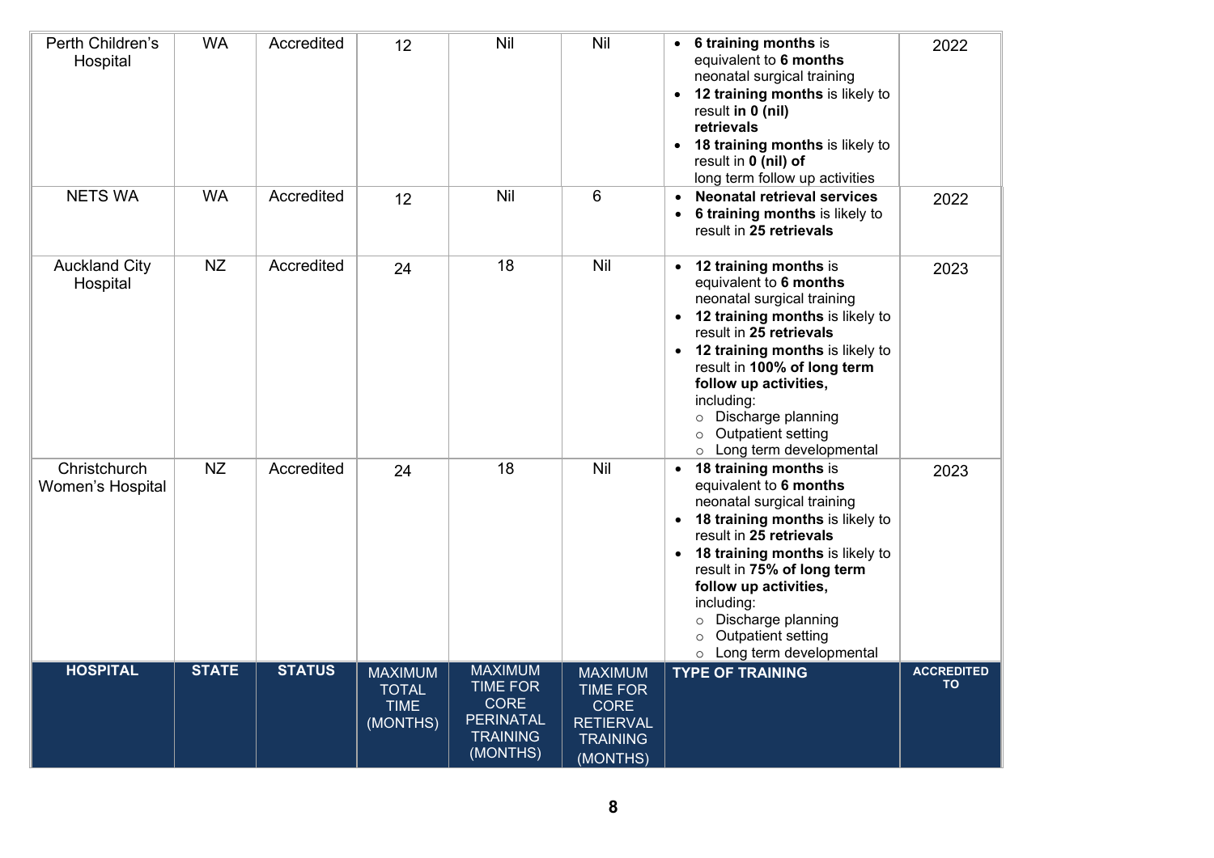| HOSPITAL | STATE | STATUS | MAXIMUM TOTAL TIME (MONTHS) | MAXIMUM TIME FOR CORE PERINATAL TRAINING (MONTHS) | MAXIMUM TIME FOR CORE RETIERVAL TRAINING (MONTHS) | TYPE OF TRAINING | ACCREDITED TO |
|---|---|---|---|---|---|---|---|
| Perth Children's Hospital | WA | Accredited | 12 | Nil | Nil | • **6 training months** is equivalent to **6 months** neonatal surgical training<br>• **12 training months** is likely to result **in 0 (nil) retrievals**<br>• **18 training months** is likely to result in **0 (nil) of** long term follow up activities | 2022 |
| NETS WA | WA | Accredited | 12 | Nil | 6 | • **Neonatal retrieval services**<br>• **6 training months** is likely to result in **25 retrievals** | 2022 |
| Auckland City Hospital | NZ | Accredited | 24 | 18 | Nil | • **12 training months** is equivalent to **6 months** neonatal surgical training<br>• **12 training months** is likely to result in **25 retrievals**<br>• **12 training months** is likely to result in **100% of long term follow up activities,** including:<br>  ○ Discharge planning<br>  ○ Outpatient setting<br>  ○ Long term developmental | 2023 |
| Christchurch Women's Hospital | NZ | Accredited | 24 | 18 | Nil | • **18 training months** is equivalent to **6 months** neonatal surgical training<br>• **18 training months** is likely to result in **25 retrievals**<br>• **18 training months** is likely to result in **75% of long term follow up activities,** including:<br>  ○ Discharge planning<br>  ○ Outpatient setting<br>  ○ Long term developmental | 2023 |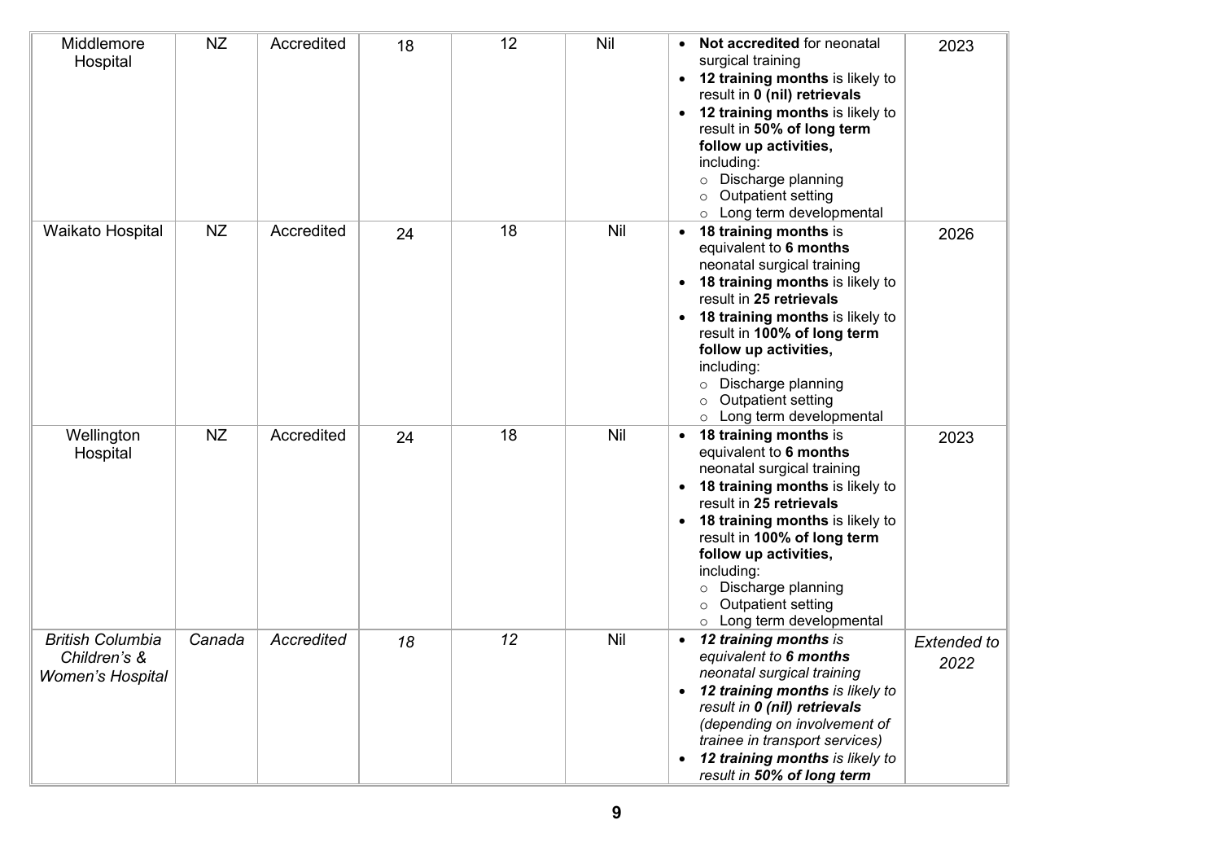| | | | | | | | |
|---|---|---|---|---|---|---|---|
| Middlemore Hospital | NZ | Accredited | 18 | 12 | Nil | • **Not accredited** for neonatal surgical training<br>• **12 training months** is likely to result in **0 (nil) retrievals**<br>• **12 training months** is likely to result in **50% of long term follow up activities,** including:<br>○ Discharge planning<br>○ Outpatient setting<br>○ Long term developmental | 2023 |
| Waikato Hospital | NZ | Accredited | 24 | 18 | Nil | • **18 training months** is equivalent to **6 months** neonatal surgical training<br>• **18 training months** is likely to result in **25 retrievals**<br>• **18 training months** is likely to result in **100% of long term follow up activities,** including:<br>○ Discharge planning<br>○ Outpatient setting<br>○ Long term developmental | 2026 |
| Wellington Hospital | NZ | Accredited | 24 | 18 | Nil | • **18 training months** is equivalent to **6 months** neonatal surgical training<br>• **18 training months** is likely to result in **25 retrievals**<br>• **18 training months** is likely to result in **100% of long term follow up activities,** including:<br>○ Discharge planning<br>○ Outpatient setting<br>○ Long term developmental | 2023 |
| *British Columbia Children's & Women's Hospital* | *Canada* | *Accredited* | *18* | *12* | Nil | • ***12 training months*** *is equivalent to* ***6 months*** *neonatal surgical training*<br>• ***12 training months*** *is likely to result in* ***0 (nil) retrievals*** *(depending on involvement of trainee in transport services)*<br>• ***12 training months*** *is likely to result in* ***50% of long term*** | *Extended to 2022* |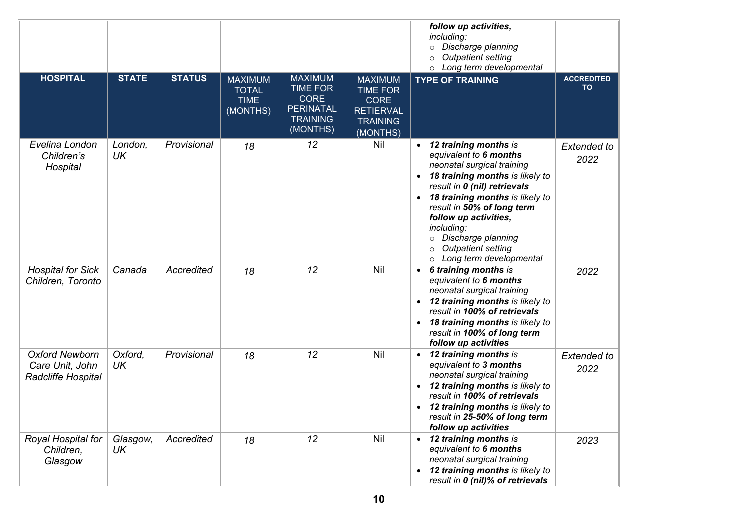| | | | | | | ***follow up activities,*** *including:* *○ Discharge planning* *○ Outpatient setting* *○ Long term developmental* | |
|---|---|---|---|---|---|---|---|
| **HOSPITAL** | **STATE** | **STATUS** | MAXIMUM TOTAL TIME (MONTHS) | MAXIMUM TIME FOR CORE PERINATAL TRAINING (MONTHS) | MAXIMUM TIME FOR CORE RETIERVAL TRAINING (MONTHS) | **TYPE OF TRAINING** | **ACCREDITED TO** |
| *Evelina London Children's Hospital* | *London, UK* | *Provisional* | *18* | *12* | Nil | • ***12 training months*** *is equivalent to* ***6 months*** *neonatal surgical training* • ***18 training months*** *is likely to result in* ***0 (nil) retrievals*** • ***18 training months*** *is likely to result in* ***50% of long term follow up activities,*** *including:* *○ Discharge planning* *○ Outpatient setting* *○ Long term developmental* | *Extended to 2022* |
| *Hospital for Sick Children, Toronto* | *Canada* | *Accredited* | *18* | *12* | Nil | • ***6 training months*** *is equivalent to* ***6 months*** *neonatal surgical training* • ***12 training months*** *is likely to result in* ***100% of retrievals*** • ***18 training months*** *is likely to result in* ***100% of long term follow up activities*** | *2022* |
| *Oxford Newborn Care Unit, John Radcliffe Hospital* | *Oxford, UK* | *Provisional* | *18* | *12* | Nil | • ***12 training months*** *is equivalent to* ***3 months*** *neonatal surgical training* • ***12 training months*** *is likely to result in* ***100% of retrievals*** • ***12 training months*** *is likely to result in* ***25-50% of long term follow up activities*** | *Extended to 2022* |
| *Royal Hospital for Children, Glasgow* | *Glasgow, UK* | *Accredited* | *18* | *12* | Nil | • ***12 training months*** *is equivalent to* ***6 months*** *neonatal surgical training* • ***12 training months*** *is likely to result in* ***0 (nil)% of retrievals*** | *2023* |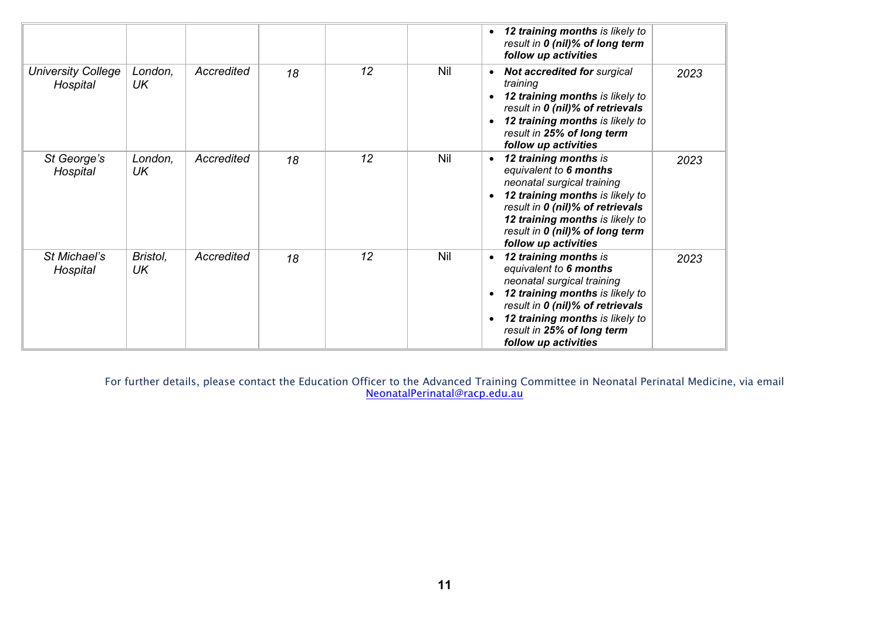| | | | | | | | |
|---|---|---|---|---|---|---|---|
| | | | | | | • ***12 training months** is likely to result in **0 (nil)% of long term follow up activities*** | |
| *University College Hospital* | *London, UK* | *Accredited* | *18* | *12* | Nil | • ***Not accredited for** surgical training*<br>• ***12 training months** is likely to result in **0 (nil)% of retrievals***<br>• ***12 training months** is likely to result in **25% of long term follow up activities*** | *2023* |
| *St George's Hospital* | *London, UK* | *Accredited* | *18* | *12* | Nil | • ***12 training months** is equivalent to **6 months** neonatal surgical training*<br>• ***12 training months** is likely to result in **0 (nil)% of retrievals***<br>***12 training months** is likely to result in **0 (nil)% of long term follow up activities*** | *2023* |
| *St Michael's Hospital* | *Bristol, UK* | *Accredited* | *18* | *12* | Nil | • ***12 training months** is equivalent to **6 months** neonatal surgical training*<br>• ***12 training months** is likely to result in **0 (nil)% of retrievals***<br>• ***12 training months** is likely to result in **25% of long term follow up activities*** | *2023* |

For further details, please contact the Education Officer to the Advanced Training Committee in Neonatal Perinatal Medicine, via email NeonatalPerinatal@racp.edu.au